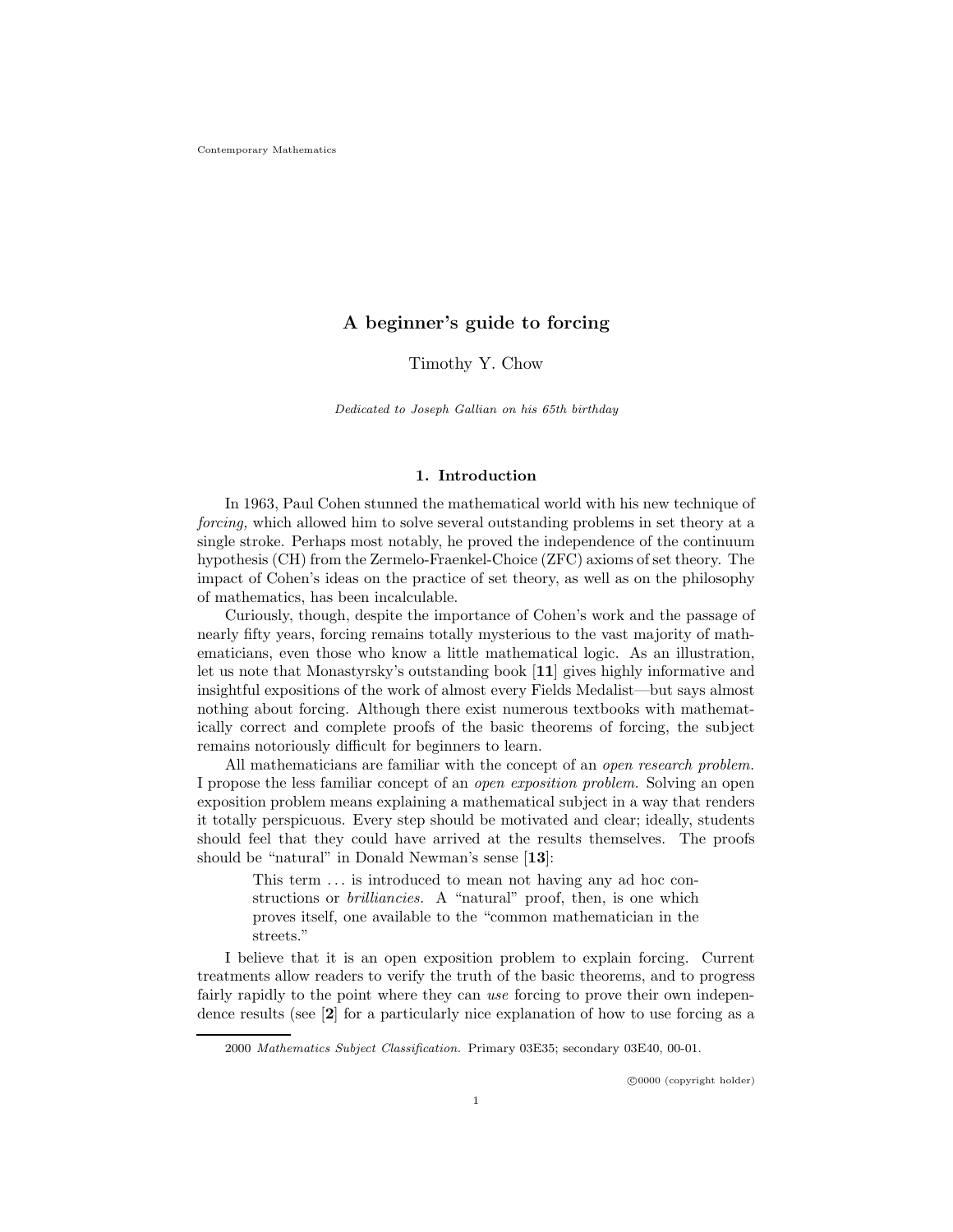# A beginner's guide to forcing

Timothy Y. Chow

*Dedicated to Joseph Gallian on his 65th birthday*

## 1. Introduction

In 1963, Paul Cohen stunned the mathematical world with his new technique of *forcing,* which allowed him to solve several outstanding problems in set theory at a single stroke. Perhaps most notably, he proved the independence of the continuum hypothesis (CH) from the Zermelo-Fraenkel-Choice (ZFC) axioms of set theory. The impact of Cohen's ideas on the practice of set theory, as well as on the philosophy of mathematics, has been incalculable.

Curiously, though, despite the importance of Cohen's work and the passage of nearly fifty years, forcing remains totally mysterious to the vast majority of mathematicians, even those who know a little mathematical logic. As an illustration, let us note that Monastyrsky's outstanding book [**11**] gives highly informative and insightful expositions of the work of almost every Fields Medalist—but says almost nothing about forcing. Although there exist numerous textbooks with mathematically correct and complete proofs of the basic theorems of forcing, the subject remains notoriously difficult for beginners to learn.

All mathematicians are familiar with the concept of an *open research problem.* I propose the less familiar concept of an *open exposition problem.* Solving an open exposition problem means explaining a mathematical subject in a way that renders it totally perspicuous. Every step should be motivated and clear; ideally, students should feel that they could have arrived at the results themselves. The proofs should be "natural" in Donald Newman's sense [**13**]:

> This term ... is introduced to mean not having any ad hoc constructions or *brilliancies.* A "natural" proof, then, is one which proves itself, one available to the "common mathematician in the streets."

I believe that it is an open exposition problem to explain forcing. Current treatments allow readers to verify the truth of the basic theorems, and to progress fairly rapidly to the point where they can *use* forcing to prove their own independence results (see [**2**] for a particularly nice explanation of how to use forcing as a

---

2000 *Mathematics Subject Classification.* Primary 03E35; secondary 03E40, 00-01.

©0000 (copyright holder)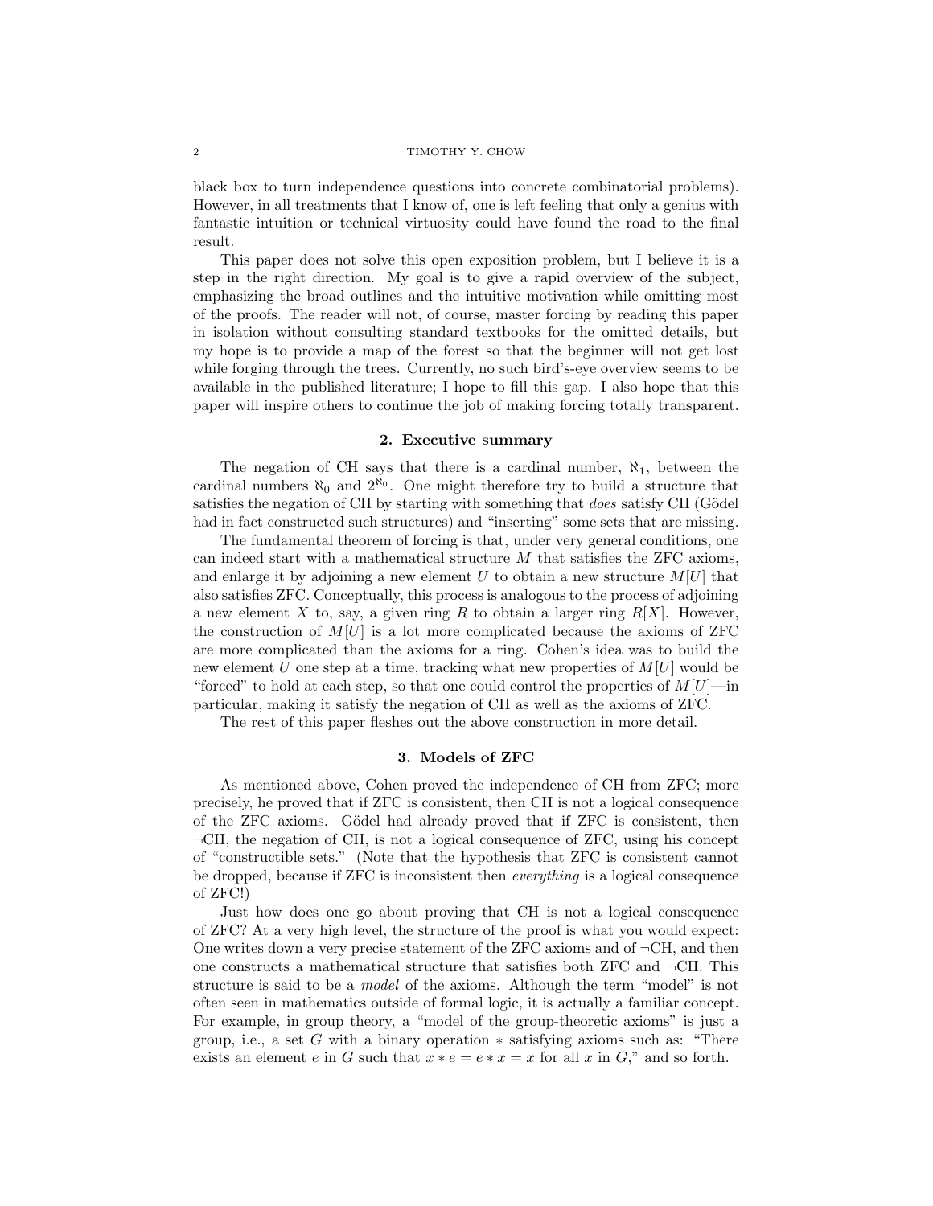black box to turn independence questions into concrete combinatorial problems). However, in all treatments that I know of, one is left feeling that only a genius with fantastic intuition or technical virtuosity could have found the road to the final result.

This paper does not solve this open exposition problem, but I believe it is a step in the right direction. My goal is to give a rapid overview of the subject, emphasizing the broad outlines and the intuitive motivation while omitting most of the proofs. The reader will not, of course, master forcing by reading this paper in isolation without consulting standard textbooks for the omitted details, but my hope is to provide a map of the forest so that the beginner will not get lost while forging through the trees. Currently, no such bird's-eye overview seems to be available in the published literature; I hope to fill this gap. I also hope that this paper will inspire others to continue the job of making forcing totally transparent.

## 2. Executive summary

The negation of CH says that there is a cardinal number, $\aleph_1$, between the cardinal numbers $\aleph_0$ and $2^{\aleph_0}$. One might therefore try to build a structure that satisfies the negation of CH by starting with something that *does* satisfy CH (Gödel had in fact constructed such structures) and "inserting" some sets that are missing.

The fundamental theorem of forcing is that, under very general conditions, one can indeed start with a mathematical structure $M$ that satisfies the ZFC axioms, and enlarge it by adjoining a new element $U$ to obtain a new structure $M[U]$ that also satisfies ZFC. Conceptually, this process is analogous to the process of adjoining a new element $X$ to, say, a given ring $R$ to obtain a larger ring $R[X]$. However, the construction of $M[U]$ is a lot more complicated because the axioms of ZFC are more complicated than the axioms for a ring. Cohen's idea was to build the new element $U$ one step at a time, tracking what new properties of $M[U]$ would be "forced" to hold at each step, so that one could control the properties of $M[U]$—in particular, making it satisfy the negation of CH as well as the axioms of ZFC.

The rest of this paper fleshes out the above construction in more detail.

## 3. Models of ZFC

As mentioned above, Cohen proved the independence of CH from ZFC; more precisely, he proved that if ZFC is consistent, then CH is not a logical consequence of the ZFC axioms. Gödel had already proved that if ZFC is consistent, then $\neg$CH, the negation of CH, is not a logical consequence of ZFC, using his concept of "constructible sets." (Note that the hypothesis that ZFC is consistent cannot be dropped, because if ZFC is inconsistent then *everything* is a logical consequence of ZFC!)

Just how does one go about proving that CH is not a logical consequence of ZFC? At a very high level, the structure of the proof is what you would expect: One writes down a very precise statement of the ZFC axioms and of $\neg$CH, and then one constructs a mathematical structure that satisfies both ZFC and $\neg$CH. This structure is said to be a *model* of the axioms. Although the term "model" is not often seen in mathematics outside of formal logic, it is actually a familiar concept. For example, in group theory, a "model of the group-theoretic axioms" is just a group, i.e., a set $G$ with a binary operation $*$ satisfying axioms such as: "There exists an element $e$ in $G$ such that $x * e = e * x = x$ for all $x$ in $G$," and so forth.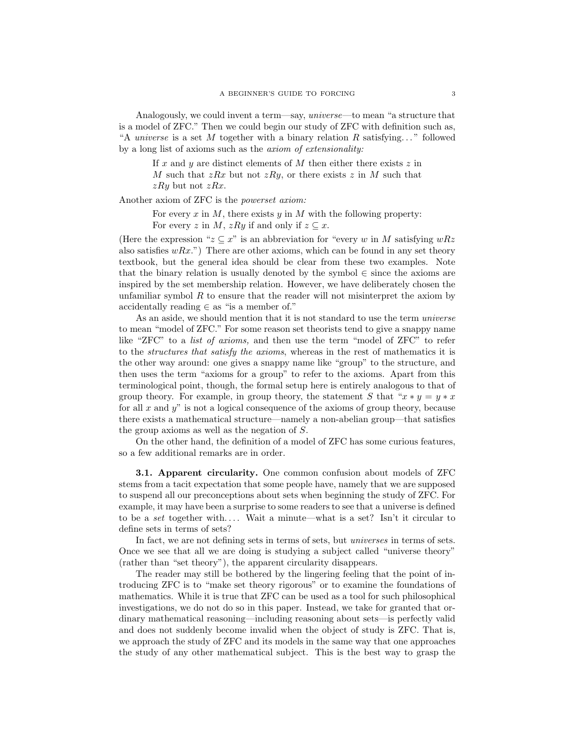Analogously, we could invent a term—say, *universe*—to mean "a structure that is a model of ZFC." Then we could begin our study of ZFC with definition such as, "A *universe* is a set $M$ together with a binary relation $R$ satisfying..." followed by a long list of axioms such as the *axiom of extensionality:*

> If $x$ and $y$ are distinct elements of $M$ then either there exists $z$ in $M$ such that $zRx$ but not $zRy$, or there exists $z$ in $M$ such that $zRy$ but not $zRx$.

Another axiom of ZFC is the *powerset axiom:*

> For every $x$ in $M$, there exists $y$ in $M$ with the following property: For every $z$ in $M$, $zRy$ if and only if $z \subseteq x$.

(Here the expression "$z \subseteq x$" is an abbreviation for "every $w$ in $M$ satisfying $wRz$ also satisfies $wRx$.") There are other axioms, which can be found in any set theory textbook, but the general idea should be clear from these two examples. Note that the binary relation is usually denoted by the symbol $\in$ since the axioms are inspired by the set membership relation. However, we have deliberately chosen the unfamiliar symbol $R$ to ensure that the reader will not misinterpret the axiom by accidentally reading $\in$ as "is a member of."

As an aside, we should mention that it is not standard to use the term *universe* to mean "model of ZFC." For some reason set theorists tend to give a snappy name like "ZFC" to a *list of axioms,* and then use the term "model of ZFC" to refer to the *structures that satisfy the axioms*, whereas in the rest of mathematics it is the other way around: one gives a snappy name like "group" to the structure, and then uses the term "axioms for a group" to refer to the axioms. Apart from this terminological point, though, the formal setup here is entirely analogous to that of group theory. For example, in group theory, the statement $S$ that "$x * y = y * x$ for all $x$ and $y$" is not a logical consequence of the axioms of group theory, because there exists a mathematical structure—namely a non-abelian group—that satisfies the group axioms as well as the negation of $S$.

On the other hand, the definition of a model of ZFC has some curious features, so a few additional remarks are in order.

**3.1. Apparent circularity.** One common confusion about models of ZFC stems from a tacit expectation that some people have, namely that we are supposed to suspend all our preconceptions about sets when beginning the study of ZFC. For example, it may have been a surprise to some readers to see that a universe is defined to be a *set* together with.... Wait a minute—what is a set? Isn't it circular to define sets in terms of sets?

In fact, we are not defining sets in terms of sets, but *universes* in terms of sets. Once we see that all we are doing is studying a subject called "universe theory" (rather than "set theory"), the apparent circularity disappears.

The reader may still be bothered by the lingering feeling that the point of introducing ZFC is to "make set theory rigorous" or to examine the foundations of mathematics. While it is true that ZFC can be used as a tool for such philosophical investigations, we do not do so in this paper. Instead, we take for granted that ordinary mathematical reasoning—including reasoning about sets—is perfectly valid and does not suddenly become invalid when the object of study is ZFC. That is, we approach the study of ZFC and its models in the same way that one approaches the study of any other mathematical subject. This is the best way to grasp the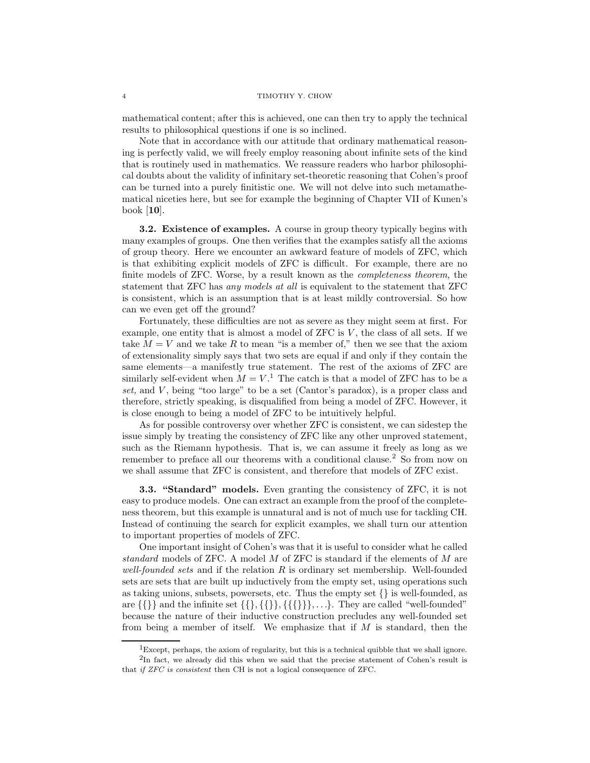mathematical content; after this is achieved, one can then try to apply the technical results to philosophical questions if one is so inclined.

Note that in accordance with our attitude that ordinary mathematical reasoning is perfectly valid, we will freely employ reasoning about infinite sets of the kind that is routinely used in mathematics. We reassure readers who harbor philosophical doubts about the validity of infinitary set-theoretic reasoning that Cohen's proof can be turned into a purely finitistic one. We will not delve into such metamathematical niceties here, but see for example the beginning of Chapter VII of Kunen's book [**10**].

**3.2. Existence of examples.** A course in group theory typically begins with many examples of groups. One then verifies that the examples satisfy all the axioms of group theory. Here we encounter an awkward feature of models of ZFC, which is that exhibiting explicit models of ZFC is difficult. For example, there are no finite models of ZFC. Worse, by a result known as the *completeness theorem,* the statement that ZFC has *any models at all* is equivalent to the statement that ZFC is consistent, which is an assumption that is at least mildly controversial. So how can we even get off the ground?

Fortunately, these difficulties are not as severe as they might seem at first. For example, one entity that is almost a model of ZFC is $V$, the class of all sets. If we take $M = V$ and we take $R$ to mean "is a member of," then we see that the axiom of extensionality simply says that two sets are equal if and only if they contain the same elements—a manifestly true statement. The rest of the axioms of ZFC are similarly self-evident when $M = V$.[1] The catch is that a model of ZFC has to be a *set,* and $V$, being "too large" to be a set (Cantor's paradox), is a proper class and therefore, strictly speaking, is disqualified from being a model of ZFC. However, it is close enough to being a model of ZFC to be intuitively helpful.

As for possible controversy over whether ZFC is consistent, we can sidestep the issue simply by treating the consistency of ZFC like any other unproved statement, such as the Riemann hypothesis. That is, we can assume it freely as long as we remember to preface all our theorems with a conditional clause.[2] So from now on we shall assume that ZFC is consistent, and therefore that models of ZFC exist.

**3.3. "Standard" models.** Even granting the consistency of ZFC, it is not easy to produce models. One can extract an example from the proof of the completeness theorem, but this example is unnatural and is not of much use for tackling CH. Instead of continuing the search for explicit examples, we shall turn our attention to important properties of models of ZFC.

One important insight of Cohen's was that it is useful to consider what he called *standard* models of ZFC. A model $M$ of ZFC is standard if the elements of $M$ are *well-founded sets* and if the relation $R$ is ordinary set membership. Well-founded sets are sets that are built up inductively from the empty set, using operations such as taking unions, subsets, powersets, etc. Thus the empty set $\{\}$ is well-founded, as are $\{\{\}\}$ and the infinite set $\{\{\}, \{\{\}\}, \{\{\{\}\}\}, \ldots\}$. They are called "well-founded" because the nature of their inductive construction precludes any well-founded set from being a member of itself. We emphasize that if $M$ is standard, then the

[1] Except, perhaps, the axiom of regularity, but this is a technical quibble that we shall ignore.

[2] In fact, we already did this when we said that the precise statement of Cohen's result is that *if ZFC is consistent* then CH is not a logical consequence of ZFC.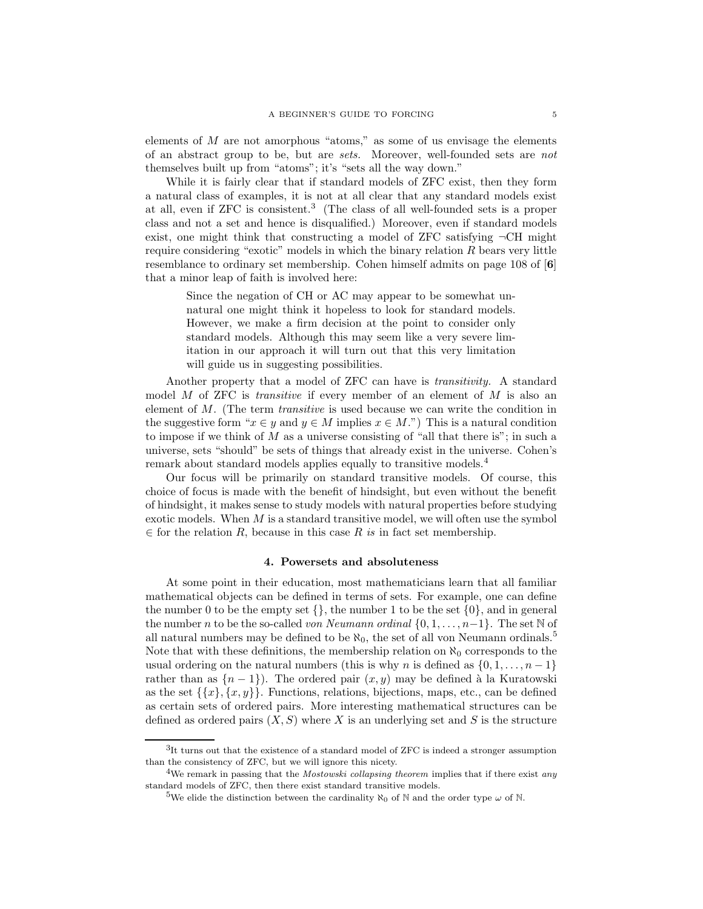elements of $M$ are not amorphous "atoms," as some of us envisage the elements of an abstract group to be, but are *sets*. Moreover, well-founded sets are *not* themselves built up from "atoms"; it's "sets all the way down."

While it is fairly clear that if standard models of ZFC exist, then they form a natural class of examples, it is not at all clear that any standard models exist at all, even if ZFC is consistent.[3] (The class of all well-founded sets is a proper class and not a set and hence is disqualified.) Moreover, even if standard models exist, one might think that constructing a model of ZFC satisfying $\neg$CH might require considering "exotic" models in which the binary relation $R$ bears very little resemblance to ordinary set membership. Cohen himself admits on page 108 of [**6**] that a minor leap of faith is involved here:

> Since the negation of CH or AC may appear to be somewhat unnatural one might think it hopeless to look for standard models. However, we make a firm decision at the point to consider only standard models. Although this may seem like a very severe limitation in our approach it will turn out that this very limitation will guide us in suggesting possibilities.

Another property that a model of ZFC can have is *transitivity*. A standard model $M$ of ZFC is *transitive* if every member of an element of $M$ is also an element of $M$. (The term *transitive* is used because we can write the condition in the suggestive form "$x \in y$ and $y \in M$ implies $x \in M$.") This is a natural condition to impose if we think of $M$ as a universe consisting of "all that there is"; in such a universe, sets "should" be sets of things that already exist in the universe. Cohen's remark about standard models applies equally to transitive models.[4]

Our focus will be primarily on standard transitive models. Of course, this choice of focus is made with the benefit of hindsight, but even without the benefit of hindsight, it makes sense to study models with natural properties before studying exotic models. When $M$ is a standard transitive model, we will often use the symbol $\in$ for the relation $R$, because in this case $R$ *is* in fact set membership.

## 4. Powersets and absoluteness

At some point in their education, most mathematicians learn that all familiar mathematical objects can be defined in terms of sets. For example, one can define the number 0 to be the empty set $\{\}$, the number 1 to be the set $\{0\}$, and in general the number $n$ to be the so-called *von Neumann ordinal* $\{0, 1, \ldots, n-1\}$. The set $\mathbb{N}$ of all natural numbers may be defined to be $\aleph_0$, the set of all von Neumann ordinals.[5] Note that with these definitions, the membership relation on $\aleph_0$ corresponds to the usual ordering on the natural numbers (this is why $n$ is defined as $\{0, 1, \ldots, n-1\}$ rather than as $\{n-1\}$). The ordered pair $(x, y)$ may be defined à la Kuratowski as the set $\{\{x\}, \{x, y\}\}$. Functions, relations, bijections, maps, etc., can be defined as certain sets of ordered pairs. More interesting mathematical structures can be defined as ordered pairs $(X, S)$ where $X$ is an underlying set and $S$ is the structure

---

[3] It turns out that the existence of a standard model of ZFC is indeed a stronger assumption than the consistency of ZFC, but we will ignore this nicety.

[4] We remark in passing that the *Mostowski collapsing theorem* implies that if there exist *any* standard models of ZFC, then there exist standard transitive models.

[5] We elide the distinction between the cardinality $\aleph_0$ of $\mathbb{N}$ and the order type $\omega$ of $\mathbb{N}$.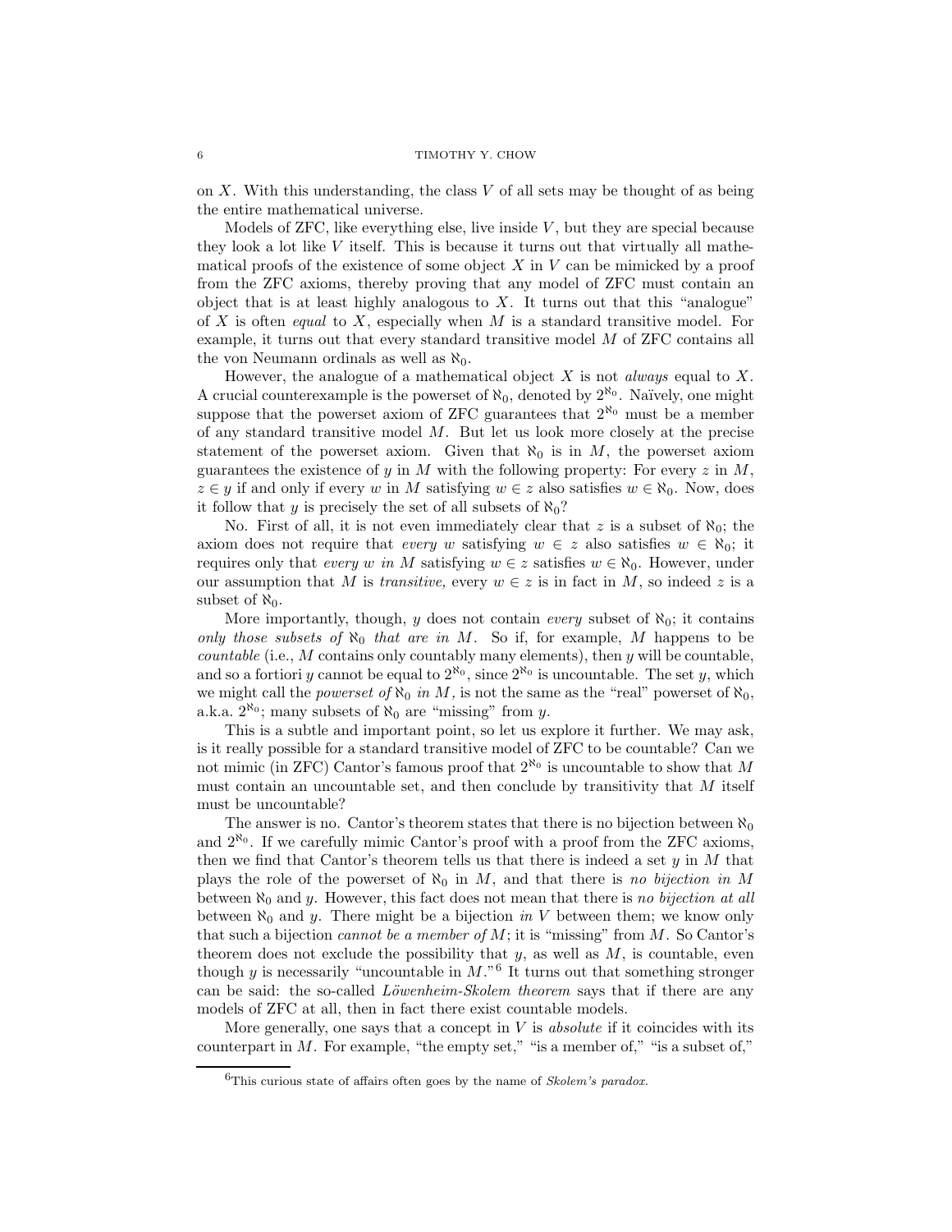on $X$. With this understanding, the class $V$ of all sets may be thought of as being the entire mathematical universe.

Models of ZFC, like everything else, live inside $V$, but they are special because they look a lot like $V$ itself. This is because it turns out that virtually all mathematical proofs of the existence of some object $X$ in $V$ can be mimicked by a proof from the ZFC axioms, thereby proving that any model of ZFC must contain an object that is at least highly analogous to $X$. It turns out that this "analogue" of $X$ is often *equal* to $X$, especially when $M$ is a standard transitive model. For example, it turns out that every standard transitive model $M$ of ZFC contains all the von Neumann ordinals as well as $\aleph_0$.

However, the analogue of a mathematical object $X$ is not *always* equal to $X$. A crucial counterexample is the powerset of $\aleph_0$, denoted by $2^{\aleph_0}$. Naïvely, one might suppose that the powerset axiom of ZFC guarantees that $2^{\aleph_0}$ must be a member of any standard transitive model $M$. But let us look more closely at the precise statement of the powerset axiom. Given that $\aleph_0$ is in $M$, the powerset axiom guarantees the existence of $y$ in $M$ with the following property: For every $z$ in $M$, $z \in y$ if and only if every $w$ in $M$ satisfying $w \in z$ also satisfies $w \in \aleph_0$. Now, does it follow that $y$ is precisely the set of all subsets of $\aleph_0$?

No. First of all, it is not even immediately clear that $z$ is a subset of $\aleph_0$; the axiom does not require that *every* $w$ satisfying $w \in z$ also satisfies $w \in \aleph_0$; it requires only that *every $w$ in $M$* satisfying $w \in z$ satisfies $w \in \aleph_0$. However, under our assumption that $M$ is *transitive,* every $w \in z$ is in fact in $M$, so indeed $z$ is a subset of $\aleph_0$.

More importantly, though, $y$ does not contain *every* subset of $\aleph_0$; it contains *only those subsets of $\aleph_0$ that are in $M$*. So if, for example, $M$ happens to be *countable* (i.e., $M$ contains only countably many elements), then $y$ will be countable, and so a fortiori $y$ cannot be equal to $2^{\aleph_0}$, since $2^{\aleph_0}$ is uncountable. The set $y$, which we might call the *powerset of $\aleph_0$ in $M$,* is not the same as the "real" powerset of $\aleph_0$, a.k.a. $2^{\aleph_0}$; many subsets of $\aleph_0$ are "missing" from $y$.

This is a subtle and important point, so let us explore it further. We may ask, is it really possible for a standard transitive model of ZFC to be countable? Can we not mimic (in ZFC) Cantor's famous proof that $2^{\aleph_0}$ is uncountable to show that $M$ must contain an uncountable set, and then conclude by transitivity that $M$ itself must be uncountable?

The answer is no. Cantor's theorem states that there is no bijection between $\aleph_0$ and $2^{\aleph_0}$. If we carefully mimic Cantor's proof with a proof from the ZFC axioms, then we find that Cantor's theorem tells us that there is indeed a set $y$ in $M$ that plays the role of the powerset of $\aleph_0$ in $M$, and that there is *no bijection in $M$* between $\aleph_0$ and $y$. However, this fact does not mean that there is *no bijection at all* between $\aleph_0$ and $y$. There might be a bijection *in $V$* between them; we know only that such a bijection *cannot be a member of $M$*; it is "missing" from $M$. So Cantor's theorem does not exclude the possibility that $y$, as well as $M$, is countable, even though $y$ is necessarily "uncountable in $M$."[6] It turns out that something stronger can be said: the so-called *Löwenheim-Skolem theorem* says that if there are any models of ZFC at all, then in fact there exist countable models.

More generally, one says that a concept in $V$ is *absolute* if it coincides with its counterpart in $M$. For example, "the empty set," "is a member of," "is a subset of,"

[6]This curious state of affairs often goes by the name of *Skolem's paradox.*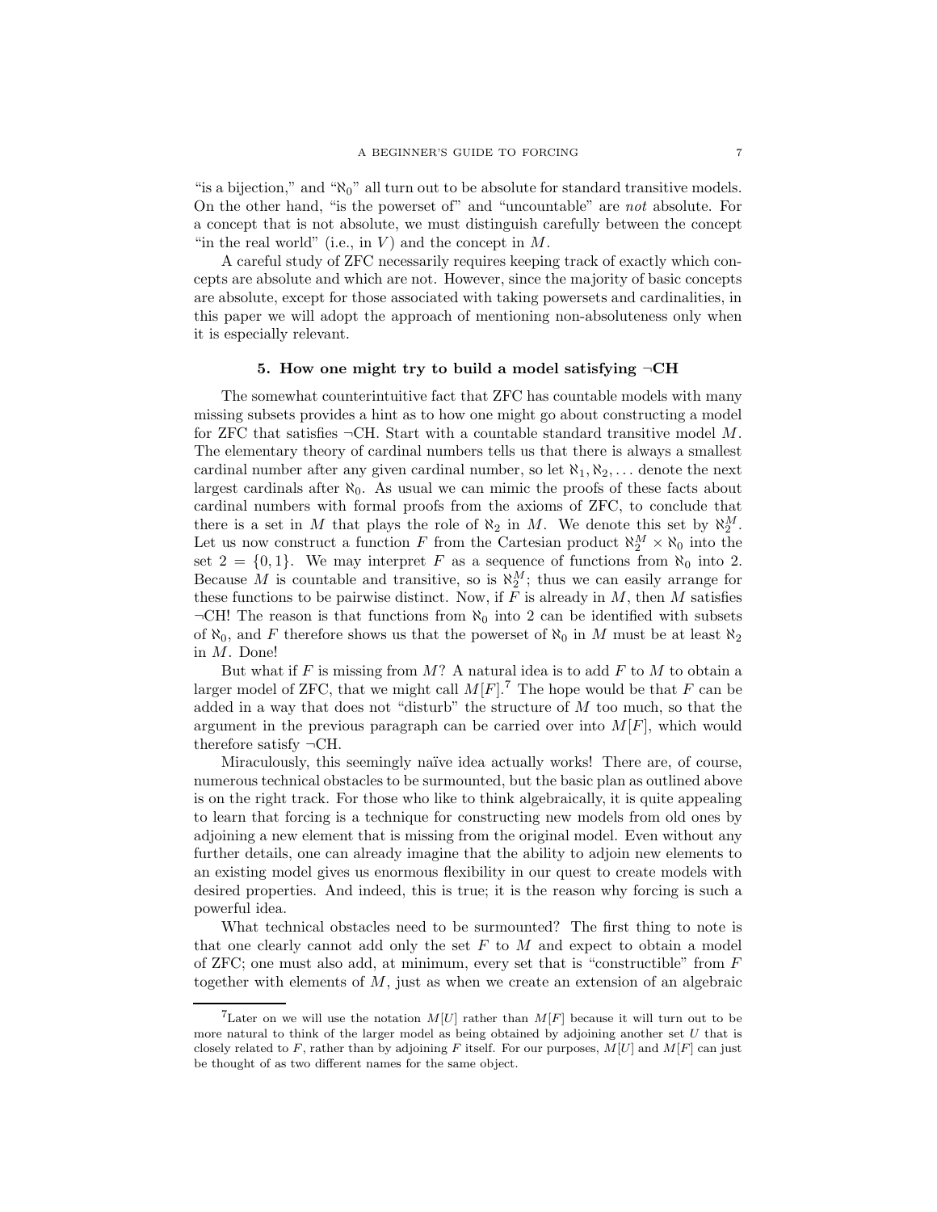"is a bijection," and "$\aleph_0$" all turn out to be absolute for standard transitive models. On the other hand, "is the powerset of" and "uncountable" are *not* absolute. For a concept that is not absolute, we must distinguish carefully between the concept "in the real world" (i.e., in $V$) and the concept in $M$.

A careful study of ZFC necessarily requires keeping track of exactly which concepts are absolute and which are not. However, since the majority of basic concepts are absolute, except for those associated with taking powersets and cardinalities, in this paper we will adopt the approach of mentioning non-absoluteness only when it is especially relevant.

## 5. How one might try to build a model satisfying ¬CH

The somewhat counterintuitive fact that ZFC has countable models with many missing subsets provides a hint as to how one might go about constructing a model for ZFC that satisfies ¬CH. Start with a countable standard transitive model $M$. The elementary theory of cardinal numbers tells us that there is always a smallest cardinal number after any given cardinal number, so let $\aleph_1, \aleph_2, \ldots$ denote the next largest cardinals after $\aleph_0$. As usual we can mimic the proofs of these facts about cardinal numbers with formal proofs from the axioms of ZFC, to conclude that there is a set in $M$ that plays the role of $\aleph_2$ in $M$. We denote this set by $\aleph_2^M$. Let us now construct a function $F$ from the Cartesian product $\aleph_2^M \times \aleph_0$ into the set $2 = \{0, 1\}$. We may interpret $F$ as a sequence of functions from $\aleph_0$ into 2. Because $M$ is countable and transitive, so is $\aleph_2^M$; thus we can easily arrange for these functions to be pairwise distinct. Now, if $F$ is already in $M$, then $M$ satisfies ¬CH! The reason is that functions from $\aleph_0$ into 2 can be identified with subsets of $\aleph_0$, and $F$ therefore shows us that the powerset of $\aleph_0$ in $M$ must be at least $\aleph_2$ in $M$. Done!

But what if $F$ is missing from $M$? A natural idea is to add $F$ to $M$ to obtain a larger model of ZFC, that we might call $M[F]$.[7] The hope would be that $F$ can be added in a way that does not "disturb" the structure of $M$ too much, so that the argument in the previous paragraph can be carried over into $M[F]$, which would therefore satisfy ¬CH.

Miraculously, this seemingly naïve idea actually works! There are, of course, numerous technical obstacles to be surmounted, but the basic plan as outlined above is on the right track. For those who like to think algebraically, it is quite appealing to learn that forcing is a technique for constructing new models from old ones by adjoining a new element that is missing from the original model. Even without any further details, one can already imagine that the ability to adjoin new elements to an existing model gives us enormous flexibility in our quest to create models with desired properties. And indeed, this is true; it is the reason why forcing is such a powerful idea.

What technical obstacles need to be surmounted? The first thing to note is that one clearly cannot add only the set $F$ to $M$ and expect to obtain a model of ZFC; one must also add, at minimum, every set that is "constructible" from $F$ together with elements of $M$, just as when we create an extension of an algebraic

---

[7] Later on we will use the notation $M[U]$ rather than $M[F]$ because it will turn out to be more natural to think of the larger model as being obtained by adjoining another set $U$ that is closely related to $F$, rather than by adjoining $F$ itself. For our purposes, $M[U]$ and $M[F]$ can just be thought of as two different names for the same object.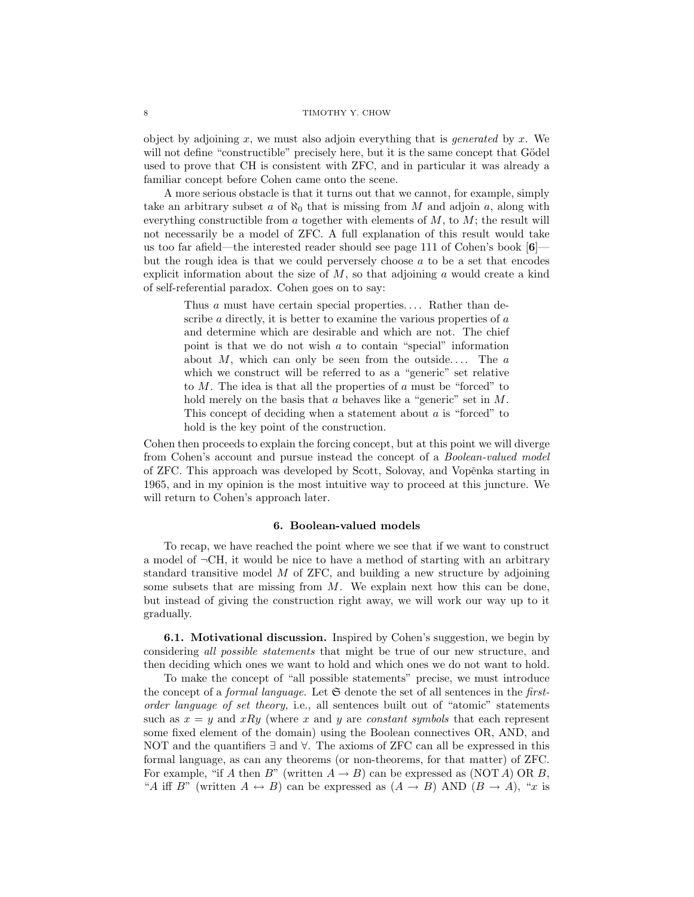object by adjoining $x$, we must also adjoin everything that is *generated* by $x$. We will not define "constructible" precisely here, but it is the same concept that Gödel used to prove that CH is consistent with ZFC, and in particular it was already a familiar concept before Cohen came onto the scene.

A more serious obstacle is that it turns out that we cannot, for example, simply take an arbitrary subset $a$ of $\aleph_0$ that is missing from $M$ and adjoin $a$, along with everything constructible from $a$ together with elements of $M$, to $M$; the result will not necessarily be a model of ZFC. A full explanation of this result would take us too far afield—the interested reader should see page 111 of Cohen's book [**6**]—but the rough idea is that we could perversely choose $a$ to be a set that encodes explicit information about the size of $M$, so that adjoining $a$ would create a kind of self-referential paradox. Cohen goes on to say:

> Thus $a$ must have certain special properties.... Rather than describe $a$ directly, it is better to examine the various properties of $a$ and determine which are desirable and which are not. The chief point is that we do not wish $a$ to contain "special" information about $M$, which can only be seen from the outside.... The $a$ which we construct will be referred to as a "generic" set relative to $M$. The idea is that all the properties of $a$ must be "forced" to hold merely on the basis that $a$ behaves like a "generic" set in $M$. This concept of deciding when a statement about $a$ is "forced" to hold is the key point of the construction.

Cohen then proceeds to explain the forcing concept, but at this point we will diverge from Cohen's account and pursue instead the concept of a *Boolean-valued model* of ZFC. This approach was developed by Scott, Solovay, and Vopěnka starting in 1965, and in my opinion is the most intuitive way to proceed at this juncture. We will return to Cohen's approach later.

## 6. Boolean-valued models

To recap, we have reached the point where we see that if we want to construct a model of $\neg$CH, it would be nice to have a method of starting with an arbitrary standard transitive model $M$ of ZFC, and building a new structure by adjoining some subsets that are missing from $M$. We explain next how this can be done, but instead of giving the construction right away, we will work our way up to it gradually.

**6.1. Motivational discussion.** Inspired by Cohen's suggestion, we begin by considering *all possible statements* that might be true of our new structure, and then deciding which ones we want to hold and which ones we do not want to hold.

To make the concept of "all possible statements" precise, we must introduce the concept of a *formal language.* Let $\mathfrak{S}$ denote the set of all sentences in the *first-order language of set theory,* i.e., all sentences built out of "atomic" statements such as $x = y$ and $xRy$ (where $x$ and $y$ are *constant symbols* that each represent some fixed element of the domain) using the Boolean connectives OR, AND, and NOT and the quantifiers $\exists$ and $\forall$. The axioms of ZFC can all be expressed in this formal language, as can any theorems (or non-theorems, for that matter) of ZFC. For example, "if $A$ then $B$" (written $A \to B$) can be expressed as (NOT $A$) OR $B$, "$A$ iff $B$" (written $A \leftrightarrow B$) can be expressed as $(A \to B)$ AND $(B \to A)$, "$x$ is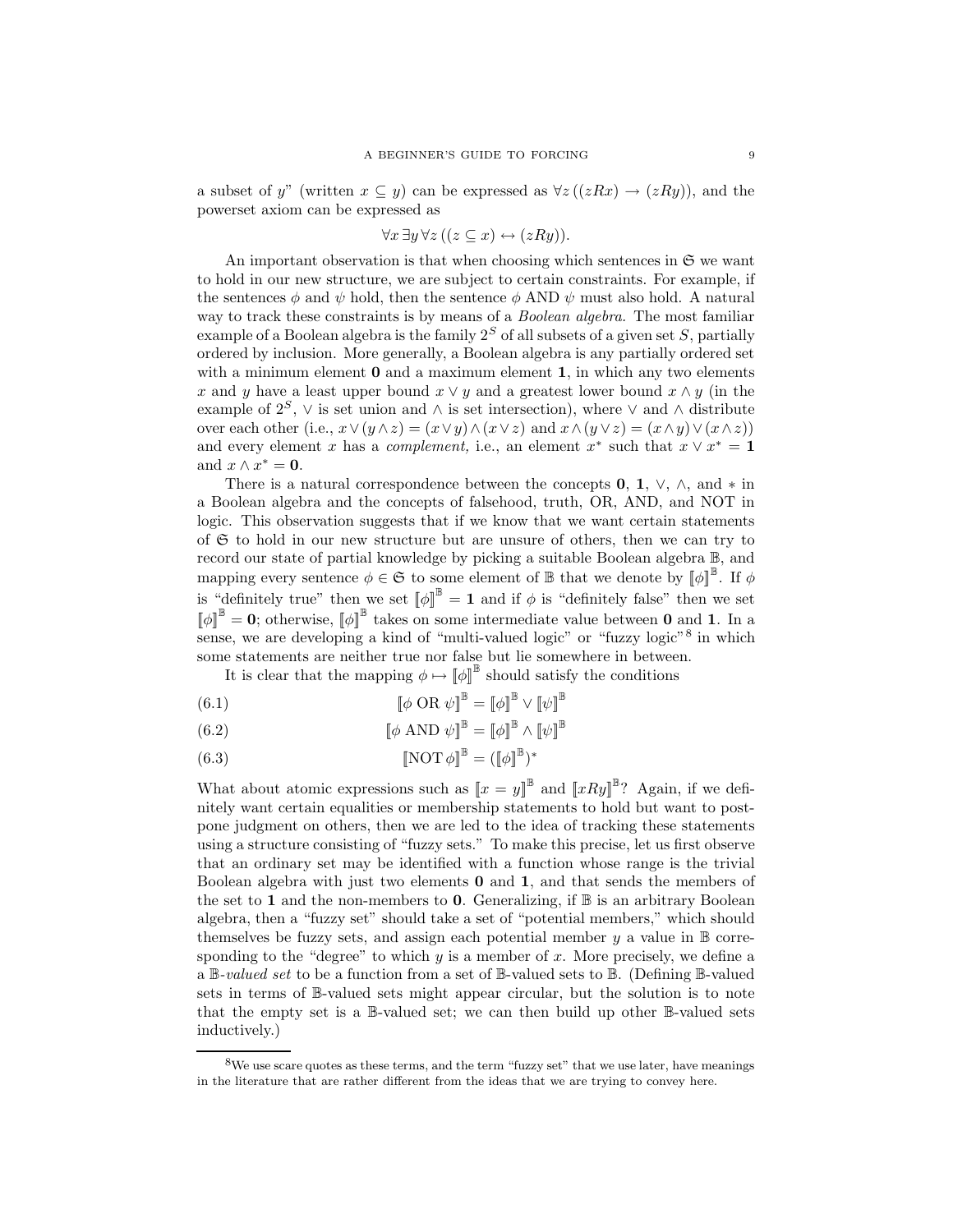a subset of $y$" (written $x \subseteq y$) can be expressed as $\forall z\,((zRx) \to (zRy))$, and the powerset axiom can be expressed as

$$\forall x\,\exists y\,\forall z\,((z \subseteq x) \leftrightarrow (zRy)).$$

An important observation is that when choosing which sentences in $\mathfrak{S}$ we want to hold in our new structure, we are subject to certain constraints. For example, if the sentences $\phi$ and $\psi$ hold, then the sentence $\phi$ AND $\psi$ must also hold. A natural way to track these constraints is by means of a *Boolean algebra.* The most familiar example of a Boolean algebra is the family $2^S$ of all subsets of a given set $S$, partially ordered by inclusion. More generally, a Boolean algebra is any partially ordered set with a minimum element $\mathbf{0}$ and a maximum element $\mathbf{1}$, in which any two elements $x$ and $y$ have a least upper bound $x \vee y$ and a greatest lower bound $x \wedge y$ (in the example of $2^S$, $\vee$ is set union and $\wedge$ is set intersection), where $\vee$ and $\wedge$ distribute over each other (i.e., $x \vee (y \wedge z) = (x \vee y) \wedge (x \vee z)$ and $x \wedge (y \vee z) = (x \wedge y) \vee (x \wedge z)$) and every element $x$ has a *complement,* i.e., an element $x^*$ such that $x \vee x^* = \mathbf{1}$ and $x \wedge x^* = \mathbf{0}$.

There is a natural correspondence between the concepts $\mathbf{0}$, $\mathbf{1}$, $\vee$, $\wedge$, and $*$ in a Boolean algebra and the concepts of falsehood, truth, OR, AND, and NOT in logic. This observation suggests that if we know that we want certain statements of $\mathfrak{S}$ to hold in our new structure but are unsure of others, then we can try to record our state of partial knowledge by picking a suitable Boolean algebra $\mathbb{B}$, and mapping every sentence $\phi \in \mathfrak{S}$ to some element of $\mathbb{B}$ that we denote by $[\![\phi]\!]^{\mathbb{B}}$. If $\phi$ is "definitely true" then we set $[\![\phi]\!]^{\mathbb{B}} = \mathbf{1}$ and if $\phi$ is "definitely false" then we set $[\![\phi]\!]^{\mathbb{B}} = \mathbf{0}$; otherwise, $[\![\phi]\!]^{\mathbb{B}}$ takes on some intermediate value between $\mathbf{0}$ and $\mathbf{1}$. In a sense, we are developing a kind of "multi-valued logic" or "fuzzy logic"[8] in which some statements are neither true nor false but lie somewhere in between.

It is clear that the mapping $\phi \mapsto [\![\phi]\!]^{\mathbb{B}}$ should satisfy the conditions

$$[\![\phi \text{ OR } \psi]\!]^{\mathbb{B}} = [\![\phi]\!]^{\mathbb{B}} \vee [\![\psi]\!]^{\mathbb{B}} \tag{6.1}$$

$$[\![\phi \text{ AND } \psi]\!]^{\mathbb{B}} = [\![\phi]\!]^{\mathbb{B}} \wedge [\![\psi]\!]^{\mathbb{B}} \tag{6.2}$$

$$[\![\text{NOT}\,\phi]\!]^{\mathbb{B}} = ([\![\phi]\!]^{\mathbb{B}})^* \tag{6.3}$$

What about atomic expressions such as $[\![x = y]\!]^{\mathbb{B}}$ and $[\![xRy]\!]^{\mathbb{B}}$? Again, if we definitely want certain equalities or membership statements to hold but want to postpone judgment on others, then we are led to the idea of tracking these statements using a structure consisting of "fuzzy sets." To make this precise, let us first observe that an ordinary set may be identified with a function whose range is the trivial Boolean algebra with just two elements $\mathbf{0}$ and $\mathbf{1}$, and that sends the members of the set to $\mathbf{1}$ and the non-members to $\mathbf{0}$. Generalizing, if $\mathbb{B}$ is an arbitrary Boolean algebra, then a "fuzzy set" should take a set of "potential members," which should themselves be fuzzy sets, and assign each potential member $y$ a value in $\mathbb{B}$ corresponding to the "degree" to which $y$ is a member of $x$. More precisely, we define a a $\mathbb{B}$*-valued set* to be a function from a set of $\mathbb{B}$-valued sets to $\mathbb{B}$. (Defining $\mathbb{B}$-valued sets in terms of $\mathbb{B}$-valued sets might appear circular, but the solution is to note that the empty set is a $\mathbb{B}$-valued set; we can then build up other $\mathbb{B}$-valued sets inductively.)

[8]We use scare quotes as these terms, and the term "fuzzy set" that we use later, have meanings in the literature that are rather different from the ideas that we are trying to convey here.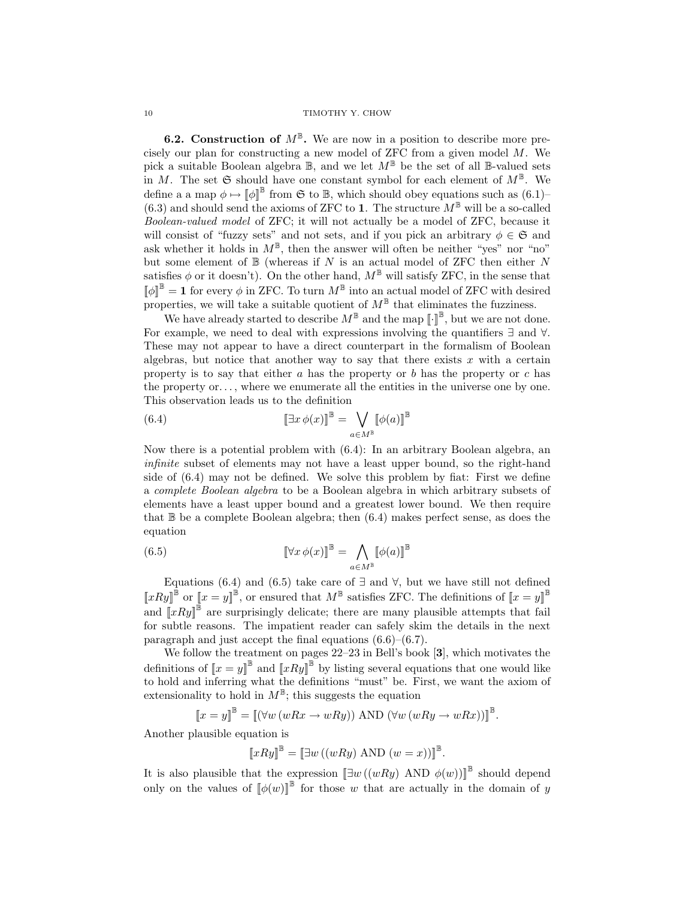**6.2. Construction of $M^{\mathbb{B}}$.** We are now in a position to describe more precisely our plan for constructing a new model of ZFC from a given model $M$. We pick a suitable Boolean algebra $\mathbb{B}$, and we let $M^{\mathbb{B}}$ be the set of all $\mathbb{B}$-valued sets in $M$. The set $\mathfrak{S}$ should have one constant symbol for each element of $M^{\mathbb{B}}$. We define a a map $\phi \mapsto [\![\phi]\!]^{\mathbb{B}}$ from $\mathfrak{S}$ to $\mathbb{B}$, which should obey equations such as (6.1)–(6.3) and should send the axioms of ZFC to $\mathbf{1}$. The structure $M^{\mathbb{B}}$ will be a so-called *Boolean-valued model* of ZFC; it will not actually be a model of ZFC, because it will consist of "fuzzy sets" and not sets, and if you pick an arbitrary $\phi \in \mathfrak{S}$ and ask whether it holds in $M^{\mathbb{B}}$, then the answer will often be neither "yes" nor "no" but some element of $\mathbb{B}$ (whereas if $N$ is an actual model of ZFC then either $N$ satisfies $\phi$ or it doesn't). On the other hand, $M^{\mathbb{B}}$ will satisfy ZFC, in the sense that $[\![\phi]\!]^{\mathbb{B}} = \mathbf{1}$ for every $\phi$ in ZFC. To turn $M^{\mathbb{B}}$ into an actual model of ZFC with desired properties, we will take a suitable quotient of $M^{\mathbb{B}}$ that eliminates the fuzziness.

We have already started to describe $M^{\mathbb{B}}$ and the map $[\![\cdot]\!]^{\mathbb{B}}$, but we are not done. For example, we need to deal with expressions involving the quantifiers $\exists$ and $\forall$. These may not appear to have a direct counterpart in the formalism of Boolean algebras, but notice that another way to say that there exists $x$ with a certain property is to say that either $a$ has the property or $b$ has the property or $c$ has the property or..., where we enumerate all the entities in the universe one by one. This observation leads us to the definition

$$[\![\exists x\, \phi(x)]\!]^{\mathbb{B}} = \bigvee_{a \in M^{\mathbb{B}}} [\![\phi(a)]\!]^{\mathbb{B}} \tag{6.4}$$

Now there is a potential problem with (6.4): In an arbitrary Boolean algebra, an *infinite* subset of elements may not have a least upper bound, so the right-hand side of (6.4) may not be defined. We solve this problem by fiat: First we define a *complete Boolean algebra* to be a Boolean algebra in which arbitrary subsets of elements have a least upper bound and a greatest lower bound. We then require that $\mathbb{B}$ be a complete Boolean algebra; then (6.4) makes perfect sense, as does the equation

$$[\![\forall x\, \phi(x)]\!]^{\mathbb{B}} = \bigwedge_{a \in M^{\mathbb{B}}} [\![\phi(a)]\!]^{\mathbb{B}} \tag{6.5}$$

Equations (6.4) and (6.5) take care of $\exists$ and $\forall$, but we have still not defined $[\![xRy]\!]^{\mathbb{B}}$ or $[\![x = y]\!]^{\mathbb{B}}$, or ensured that $M^{\mathbb{B}}$ satisfies ZFC. The definitions of $[\![x = y]\!]^{\mathbb{B}}$ and $[\![xRy]\!]^{\mathbb{B}}$ are surprisingly delicate; there are many plausible attempts that fail for subtle reasons. The impatient reader can safely skim the details in the next paragraph and just accept the final equations (6.6)–(6.7).

We follow the treatment on pages 22–23 in Bell's book [**3**], which motivates the definitions of $[\![x = y]\!]^{\mathbb{B}}$ and $[\![xRy]\!]^{\mathbb{B}}$ by listing several equations that one would like to hold and inferring what the definitions "must" be. First, we want the axiom of extensionality to hold in $M^{\mathbb{B}}$; this suggests the equation

$$[\![x = y]\!]^{\mathbb{B}} = [\![(\forall w\, (wRx \to wRy)) \text{ AND } (\forall w\, (wRy \to wRx))]\!]^{\mathbb{B}}.$$

Another plausible equation is

$$[\![xRy]\!]^{\mathbb{B}} = [\![\exists w\, ((wRy) \text{ AND } (w = x))]\!]^{\mathbb{B}}.$$

It is also plausible that the expression $[\![\exists w\, ((wRy) \text{ AND } \phi(w))]\!]^{\mathbb{B}}$ should depend only on the values of $[\![\phi(w)]\!]^{\mathbb{B}}$ for those $w$ that are actually in the domain of $y$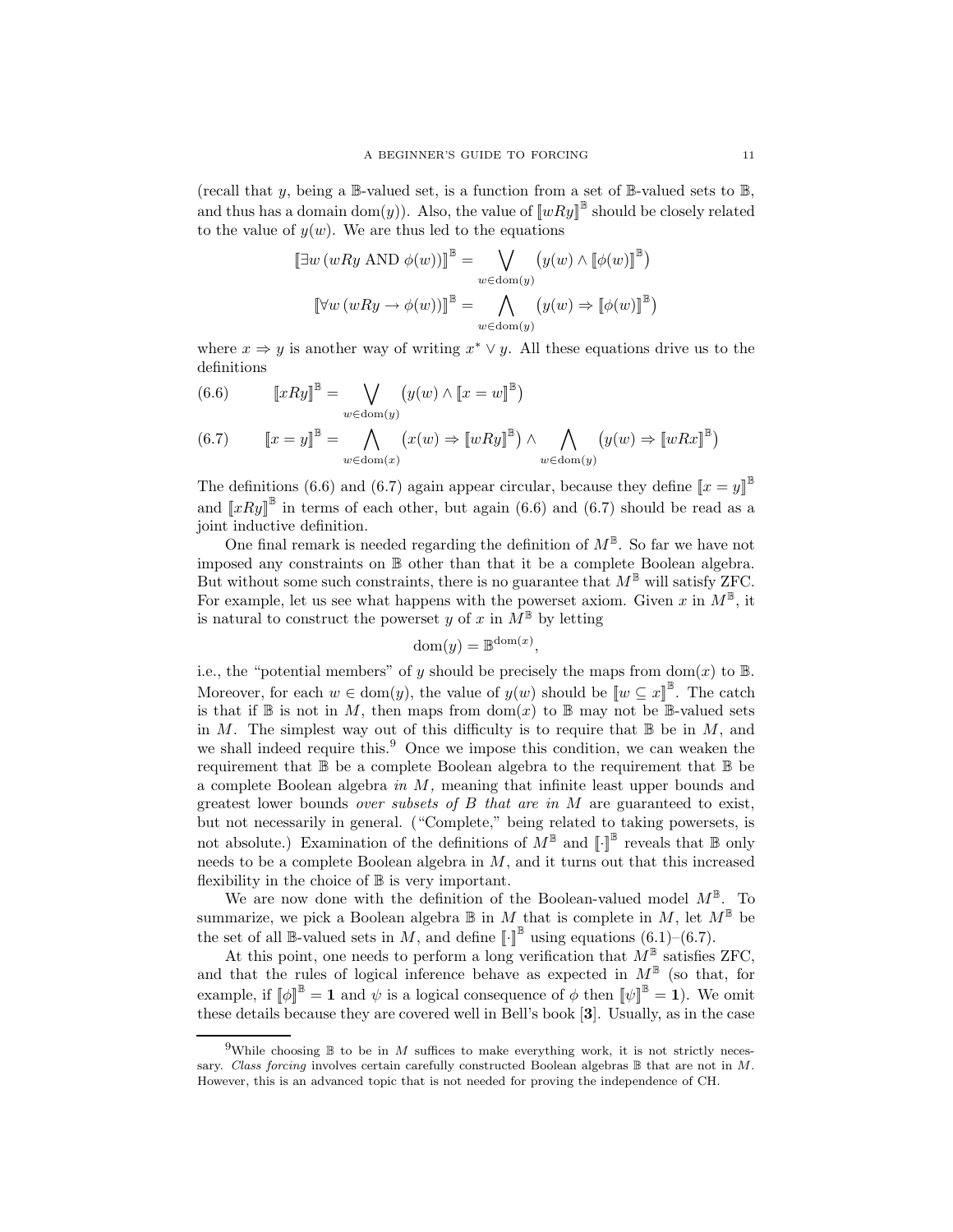(recall that $y$, being a $\mathbb{B}$-valued set, is a function from a set of $\mathbb{B}$-valued sets to $\mathbb{B}$, and thus has a domain $\mathrm{dom}(y)$). Also, the value of $[\![wRy]\!]^{\mathbb{B}}$ should be closely related to the value of $y(w)$. We are thus led to the equations

$$[\![\exists w\,(wRy \text{ AND } \phi(w))]\!]^{\mathbb{B}} = \bigvee_{w\in\mathrm{dom}(y)} \big(y(w) \wedge [\![\phi(w)]\!]^{\mathbb{B}}\big)$$

$$[\![\forall w\,(wRy \to \phi(w))]\!]^{\mathbb{B}} = \bigwedge_{w\in\mathrm{dom}(y)} \big(y(w) \Rightarrow [\![\phi(w)]\!]^{\mathbb{B}}\big)$$

where $x \Rightarrow y$ is another way of writing $x^* \vee y$. All these equations drive us to the definitions

$$[\![xRy]\!]^{\mathbb{B}} = \bigvee_{w\in\mathrm{dom}(y)} \big(y(w) \wedge [\![x = w]\!]^{\mathbb{B}}\big) \tag{6.6}$$

$$[\![x = y]\!]^{\mathbb{B}} = \bigwedge_{w\in\mathrm{dom}(x)} \big(x(w) \Rightarrow [\![wRy]\!]^{\mathbb{B}}\big) \wedge \bigwedge_{w\in\mathrm{dom}(y)} \big(y(w) \Rightarrow [\![wRx]\!]^{\mathbb{B}}\big) \tag{6.7}$$

The definitions (6.6) and (6.7) again appear circular, because they define $[\![x = y]\!]^{\mathbb{B}}$ and $[\![xRy]\!]^{\mathbb{B}}$ in terms of each other, but again (6.6) and (6.7) should be read as a joint inductive definition.

One final remark is needed regarding the definition of $M^{\mathbb{B}}$. So far we have not imposed any constraints on $\mathbb{B}$ other than that it be a complete Boolean algebra. But without some such constraints, there is no guarantee that $M^{\mathbb{B}}$ will satisfy ZFC. For example, let us see what happens with the powerset axiom. Given $x$ in $M^{\mathbb{B}}$, it is natural to construct the powerset $y$ of $x$ in $M^{\mathbb{B}}$ by letting

$$\mathrm{dom}(y) = \mathbb{B}^{\mathrm{dom}(x)},$$

i.e., the "potential members" of $y$ should be precisely the maps from $\mathrm{dom}(x)$ to $\mathbb{B}$. Moreover, for each $w \in \mathrm{dom}(y)$, the value of $y(w)$ should be $[\![w \subseteq x]\!]^{\mathbb{B}}$. The catch is that if $\mathbb{B}$ is not in $M$, then maps from $\mathrm{dom}(x)$ to $\mathbb{B}$ may not be $\mathbb{B}$-valued sets in $M$. The simplest way out of this difficulty is to require that $\mathbb{B}$ be in $M$, and we shall indeed require this.[9] Once we impose this condition, we can weaken the requirement that $\mathbb{B}$ be a complete Boolean algebra to the requirement that $\mathbb{B}$ be a complete Boolean algebra *in $M$*, meaning that infinite least upper bounds and greatest lower bounds *over subsets of $B$ that are in $M$* are guaranteed to exist, but not necessarily in general. ("Complete," being related to taking powersets, is not absolute.) Examination of the definitions of $M^{\mathbb{B}}$ and $[\![\cdot]\!]^{\mathbb{B}}$ reveals that $\mathbb{B}$ only needs to be a complete Boolean algebra in $M$, and it turns out that this increased flexibility in the choice of $\mathbb{B}$ is very important.

We are now done with the definition of the Boolean-valued model $M^{\mathbb{B}}$. To summarize, we pick a Boolean algebra $\mathbb{B}$ in $M$ that is complete in $M$, let $M^{\mathbb{B}}$ be the set of all $\mathbb{B}$-valued sets in $M$, and define $[\![\cdot]\!]^{\mathbb{B}}$ using equations (6.1)–(6.7).

At this point, one needs to perform a long verification that $M^{\mathbb{B}}$ satisfies ZFC, and that the rules of logical inference behave as expected in $M^{\mathbb{B}}$ (so that, for example, if $[\![\phi]\!]^{\mathbb{B}} = \mathbf{1}$ and $\psi$ is a logical consequence of $\phi$ then $[\![\psi]\!]^{\mathbb{B}} = \mathbf{1}$). We omit these details because they are covered well in Bell's book [**3**]. Usually, as in the case

[9] While choosing $\mathbb{B}$ to be in $M$ suffices to make everything work, it is not strictly necessary. *Class forcing* involves certain carefully constructed Boolean algebras $\mathbb{B}$ that are not in $M$. However, this is an advanced topic that is not needed for proving the independence of CH.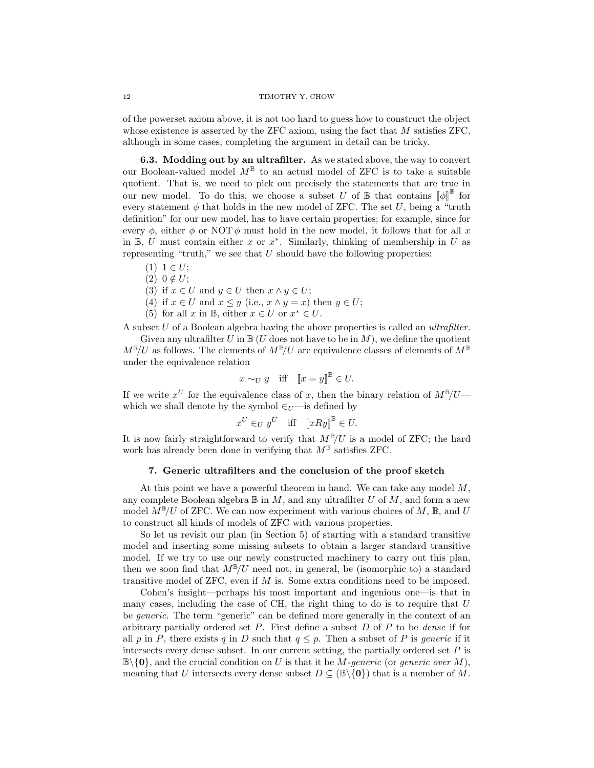of the powerset axiom above, it is not too hard to guess how to construct the object whose existence is asserted by the ZFC axiom, using the fact that $M$ satisfies ZFC, although in some cases, completing the argument in detail can be tricky.

**6.3. Modding out by an ultrafilter.** As we stated above, the way to convert our Boolean-valued model $M^{\mathbb{B}}$ to an actual model of ZFC is to take a suitable quotient. That is, we need to pick out precisely the statements that are true in our new model. To do this, we choose a subset $U$ of $\mathbb{B}$ that contains $[\![\phi]\!]^{\mathbb{B}}$ for every statement $\phi$ that holds in the new model of ZFC. The set $U$, being a "truth definition" for our new model, has to have certain properties; for example, since for every $\phi$, either $\phi$ or NOT $\phi$ must hold in the new model, it follows that for all $x$ in $\mathbb{B}$, $U$ must contain either $x$ or $x^*$. Similarly, thinking of membership in $U$ as representing "truth," we see that $U$ should have the following properties:

1. $1 \in U$;
2. $0 \notin U$;
3. if $x \in U$ and $y \in U$ then $x \wedge y \in U$;
4. if $x \in U$ and $x \leq y$ (i.e., $x \wedge y = x$) then $y \in U$;
5. for all $x$ in $\mathbb{B}$, either $x \in U$ or $x^* \in U$.

A subset $U$ of a Boolean algebra having the above properties is called an *ultrafilter*.

Given any ultrafilter $U$ in $\mathbb{B}$ ($U$ does not have to be in $M$), we define the quotient $M^{\mathbb{B}}/U$ as follows. The elements of $M^{\mathbb{B}}/U$ are equivalence classes of elements of $M^{\mathbb{B}}$ under the equivalence relation

$$x \sim_U y \quad \text{iff} \quad [\![x = y]\!]^{\mathbb{B}} \in U.$$

If we write $x^U$ for the equivalence class of $x$, then the binary relation of $M^{\mathbb{B}}/U$—which we shall denote by the symbol $\in_U$—is defined by

$$x^U \in_U y^U \quad \text{iff} \quad [\![xRy]\!]^{\mathbb{B}} \in U.$$

It is now fairly straightforward to verify that $M^{\mathbb{B}}/U$ is a model of ZFC; the hard work has already been done in verifying that $M^{\mathbb{B}}$ satisfies ZFC.

## 7. Generic ultrafilters and the conclusion of the proof sketch

At this point we have a powerful theorem in hand. We can take any model $M$, any complete Boolean algebra $\mathbb{B}$ in $M$, and any ultrafilter $U$ of $M$, and form a new model $M^{\mathbb{B}}/U$ of ZFC. We can now experiment with various choices of $M$, $\mathbb{B}$, and $U$ to construct all kinds of models of ZFC with various properties.

So let us revisit our plan (in Section 5) of starting with a standard transitive model and inserting some missing subsets to obtain a larger standard transitive model. If we try to use our newly constructed machinery to carry out this plan, then we soon find that $M^{\mathbb{B}}/U$ need not, in general, be (isomorphic to) a standard transitive model of ZFC, even if $M$ is. Some extra conditions need to be imposed.

Cohen's insight—perhaps his most important and ingenious one—is that in many cases, including the case of CH, the right thing to do is to require that $U$ be *generic*. The term "generic" can be defined more generally in the context of an arbitrary partially ordered set $P$. First define a subset $D$ of $P$ to be *dense* if for all $p$ in $P$, there exists $q$ in $D$ such that $q \leq p$. Then a subset of $P$ is *generic* if it intersects every dense subset. In our current setting, the partially ordered set $P$ is $\mathbb{B}\backslash\{\mathbf{0}\}$, and the crucial condition on $U$ is that it be $M$*-generic* (or *generic over* $M$), meaning that $U$ intersects every dense subset $D \subseteq (\mathbb{B}\backslash\{\mathbf{0}\})$ that is a member of $M$.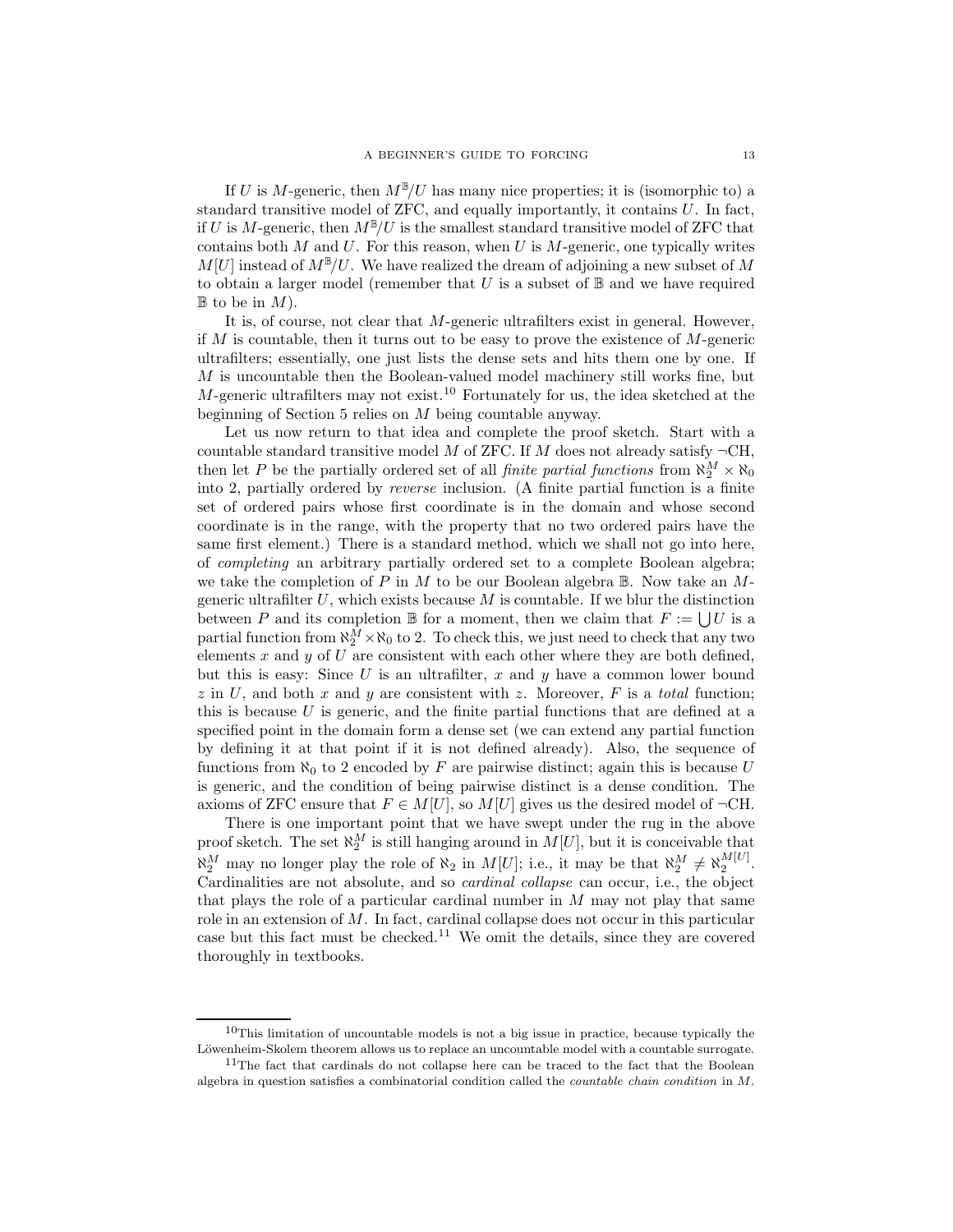If $U$ is $M$-generic, then $M^{\mathbb{B}}/U$ has many nice properties; it is (isomorphic to) a standard transitive model of ZFC, and equally importantly, it contains $U$. In fact, if $U$ is $M$-generic, then $M^{\mathbb{B}}/U$ is the smallest standard transitive model of ZFC that contains both $M$ and $U$. For this reason, when $U$ is $M$-generic, one typically writes $M[U]$ instead of $M^{\mathbb{B}}/U$. We have realized the dream of adjoining a new subset of $M$ to obtain a larger model (remember that $U$ is a subset of $\mathbb{B}$ and we have required $\mathbb{B}$ to be in $M$).

It is, of course, not clear that $M$-generic ultrafilters exist in general. However, if $M$ is countable, then it turns out to be easy to prove the existence of $M$-generic ultrafilters; essentially, one just lists the dense sets and hits them one by one. If $M$ is uncountable then the Boolean-valued model machinery still works fine, but $M$-generic ultrafilters may not exist.[10] Fortunately for us, the idea sketched at the beginning of Section 5 relies on $M$ being countable anyway.

Let us now return to that idea and complete the proof sketch. Start with a countable standard transitive model $M$ of ZFC. If $M$ does not already satisfy $\neg$CH, then let $P$ be the partially ordered set of all *finite partial functions* from $\aleph_2^M \times \aleph_0$ into 2, partially ordered by *reverse* inclusion. (A finite partial function is a finite set of ordered pairs whose first coordinate is in the domain and whose second coordinate is in the range, with the property that no two ordered pairs have the same first element.) There is a standard method, which we shall not go into here, of *completing* an arbitrary partially ordered set to a complete Boolean algebra; we take the completion of $P$ in $M$ to be our Boolean algebra $\mathbb{B}$. Now take an $M$-generic ultrafilter $U$, which exists because $M$ is countable. If we blur the distinction between $P$ and its completion $\mathbb{B}$ for a moment, then we claim that $F := \bigcup U$ is a partial function from $\aleph_2^M \times \aleph_0$ to 2. To check this, we just need to check that any two elements $x$ and $y$ of $U$ are consistent with each other where they are both defined, but this is easy: Since $U$ is an ultrafilter, $x$ and $y$ have a common lower bound $z$ in $U$, and both $x$ and $y$ are consistent with $z$. Moreover, $F$ is a *total* function; this is because $U$ is generic, and the finite partial functions that are defined at a specified point in the domain form a dense set (we can extend any partial function by defining it at that point if it is not defined already). Also, the sequence of functions from $\aleph_0$ to 2 encoded by $F$ are pairwise distinct; again this is because $U$ is generic, and the condition of being pairwise distinct is a dense condition. The axioms of ZFC ensure that $F \in M[U]$, so $M[U]$ gives us the desired model of $\neg$CH.

There is one important point that we have swept under the rug in the above proof sketch. The set $\aleph_2^M$ is still hanging around in $M[U]$, but it is conceivable that $\aleph_2^M$ may no longer play the role of $\aleph_2$ in $M[U]$; i.e., it may be that $\aleph_2^M \neq \aleph_2^{M[U]}$. Cardinalities are not absolute, and so *cardinal collapse* can occur, i.e., the object that plays the role of a particular cardinal number in $M$ may not play that same role in an extension of $M$. In fact, cardinal collapse does not occur in this particular case but this fact must be checked.[11] We omit the details, since they are covered thoroughly in textbooks.

[10] This limitation of uncountable models is not a big issue in practice, because typically the Löwenheim-Skolem theorem allows us to replace an uncountable model with a countable surrogate.

[11] The fact that cardinals do not collapse here can be traced to the fact that the Boolean algebra in question satisfies a combinatorial condition called the *countable chain condition* in $M$.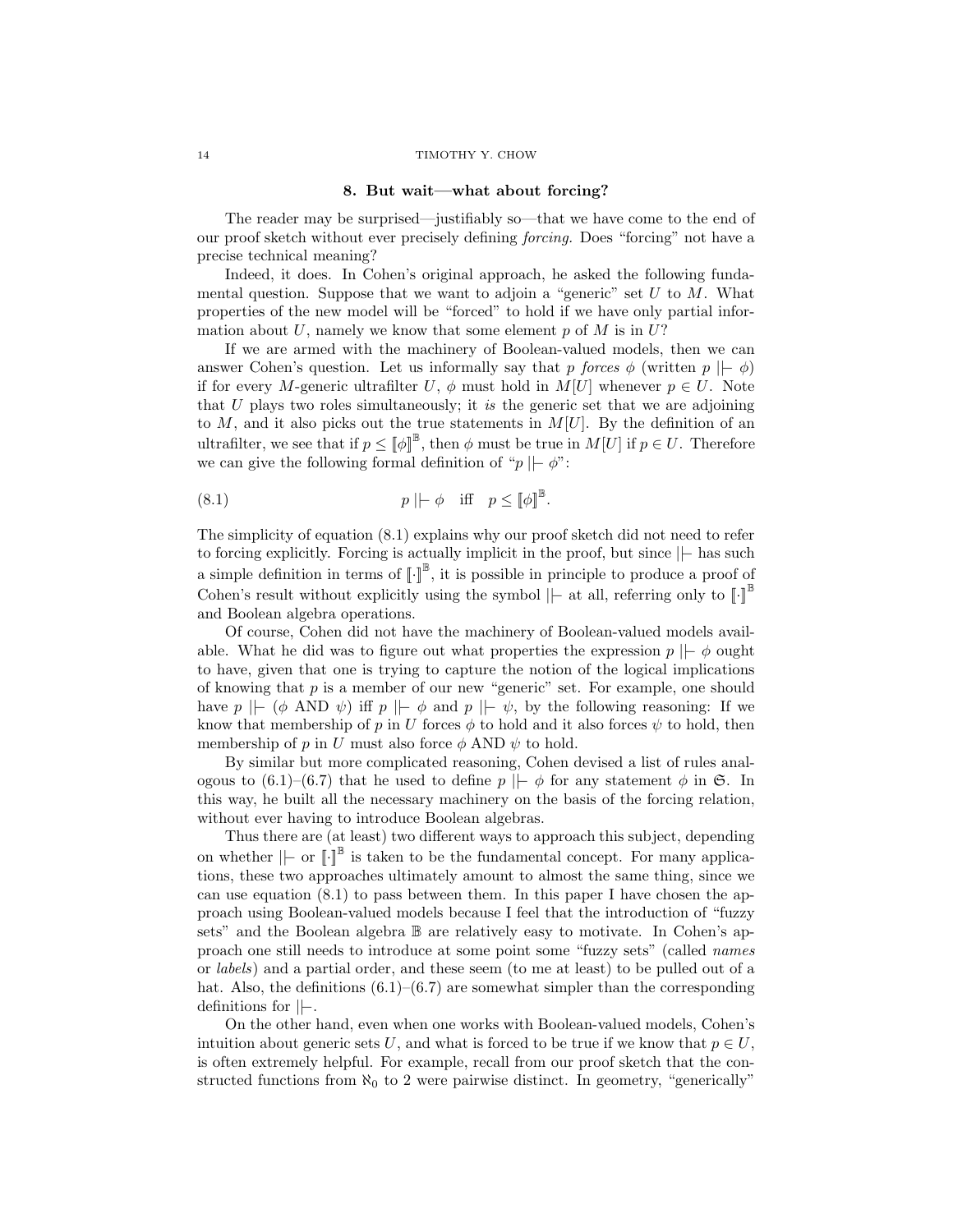## 8. But wait—what about forcing?

The reader may be surprised—justifiably so—that we have come to the end of our proof sketch without ever precisely defining *forcing*. Does "forcing" not have a precise technical meaning?

Indeed, it does. In Cohen's original approach, he asked the following fundamental question. Suppose that we want to adjoin a "generic" set $U$ to $M$. What properties of the new model will be "forced" to hold if we have only partial information about $U$, namely we know that some element $p$ of $M$ is in $U$?

If we are armed with the machinery of Boolean-valued models, then we can answer Cohen's question. Let us informally say that $p$ *forces* $\phi$ (written $p \Vdash \phi$) if for every $M$-generic ultrafilter $U$, $\phi$ must hold in $M[U]$ whenever $p \in U$. Note that $U$ plays two roles simultaneously; it *is* the generic set that we are adjoining to $M$, and it also picks out the true statements in $M[U]$. By the definition of an ultrafilter, we see that if $p \leq [\![\phi]\!]^{\mathbb{B}}$, then $\phi$ must be true in $M[U]$ if $p \in U$. Therefore we can give the following formal definition of "$p \Vdash \phi$":

$$p \Vdash \phi \quad \text{iff} \quad p \leq [\![\phi]\!]^{\mathbb{B}}. \tag{8.1}$$

The simplicity of equation (8.1) explains why our proof sketch did not need to refer to forcing explicitly. Forcing is actually implicit in the proof, but since $\Vdash$ has such a simple definition in terms of $[\![\cdot]\!]^{\mathbb{B}}$, it is possible in principle to produce a proof of Cohen's result without explicitly using the symbol $\Vdash$ at all, referring only to $[\![\cdot]\!]^{\mathbb{B}}$ and Boolean algebra operations.

Of course, Cohen did not have the machinery of Boolean-valued models available. What he did was to figure out what properties the expression $p \Vdash \phi$ ought to have, given that one is trying to capture the notion of the logical implications of knowing that $p$ is a member of our new "generic" set. For example, one should have $p \Vdash (\phi \text{ AND } \psi)$ iff $p \Vdash \phi$ and $p \Vdash \psi$, by the following reasoning: If we know that membership of $p$ in $U$ forces $\phi$ to hold and it also forces $\psi$ to hold, then membership of $p$ in $U$ must also force $\phi$ AND $\psi$ to hold.

By similar but more complicated reasoning, Cohen devised a list of rules analogous to (6.1)–(6.7) that he used to define $p \Vdash \phi$ for any statement $\phi$ in $\mathfrak{S}$. In this way, he built all the necessary machinery on the basis of the forcing relation, without ever having to introduce Boolean algebras.

Thus there are (at least) two different ways to approach this subject, depending on whether $\Vdash$ or $[\![\cdot]\!]^{\mathbb{B}}$ is taken to be the fundamental concept. For many applications, these two approaches ultimately amount to almost the same thing, since we can use equation (8.1) to pass between them. In this paper I have chosen the approach using Boolean-valued models because I feel that the introduction of "fuzzy sets" and the Boolean algebra $\mathbb{B}$ are relatively easy to motivate. In Cohen's approach one still needs to introduce at some point some "fuzzy sets" (called *names* or *labels*) and a partial order, and these seem (to me at least) to be pulled out of a hat. Also, the definitions (6.1)–(6.7) are somewhat simpler than the corresponding definitions for $\Vdash$.

On the other hand, even when one works with Boolean-valued models, Cohen's intuition about generic sets $U$, and what is forced to be true if we know that $p \in U$, is often extremely helpful. For example, recall from our proof sketch that the constructed functions from $\aleph_0$ to 2 were pairwise distinct. In geometry, "generically"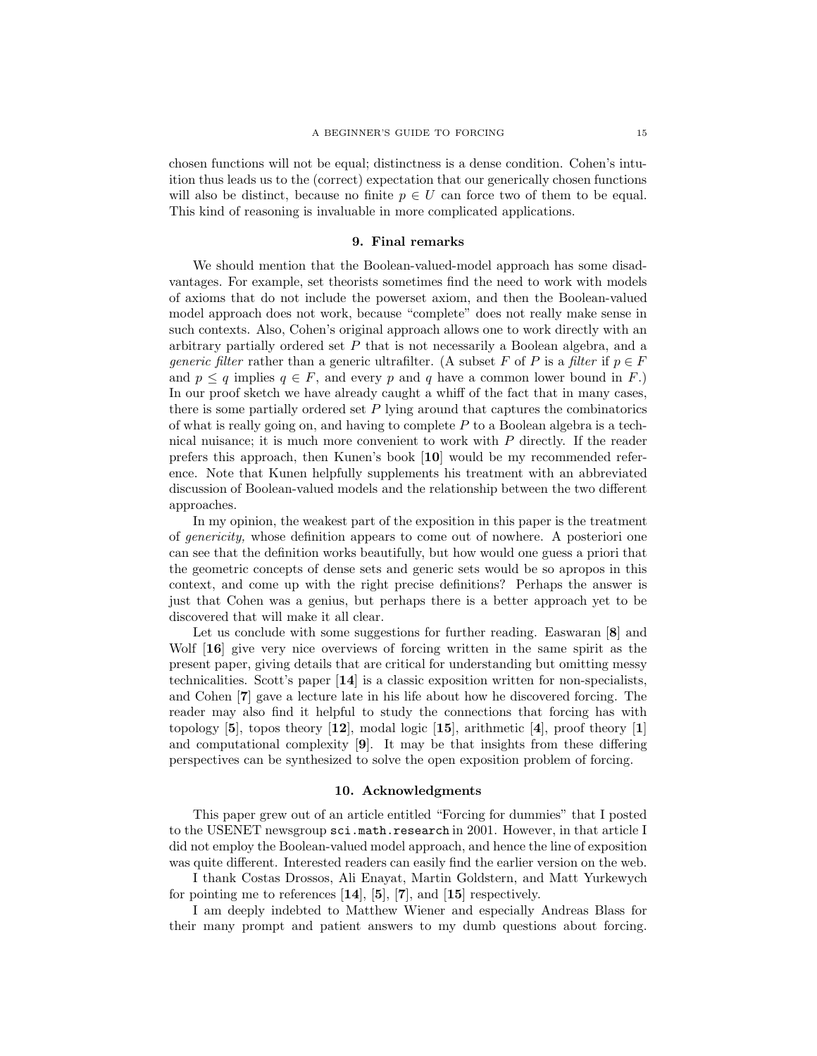chosen functions will not be equal; distinctness is a dense condition. Cohen's intuition thus leads us to the (correct) expectation that our generically chosen functions will also be distinct, because no finite $p \in U$ can force two of them to be equal. This kind of reasoning is invaluable in more complicated applications.

## 9. Final remarks

We should mention that the Boolean-valued-model approach has some disadvantages. For example, set theorists sometimes find the need to work with models of axioms that do not include the powerset axiom, and then the Boolean-valued model approach does not work, because "complete" does not really make sense in such contexts. Also, Cohen's original approach allows one to work directly with an arbitrary partially ordered set $P$ that is not necessarily a Boolean algebra, and a *generic filter* rather than a generic ultrafilter. (A subset $F$ of $P$ is a *filter* if $p \in F$ and $p \leq q$ implies $q \in F$, and every $p$ and $q$ have a common lower bound in $F$.) In our proof sketch we have already caught a whiff of the fact that in many cases, there is some partially ordered set $P$ lying around that captures the combinatorics of what is really going on, and having to complete $P$ to a Boolean algebra is a technical nuisance; it is much more convenient to work with $P$ directly. If the reader prefers this approach, then Kunen's book [**10**] would be my recommended reference. Note that Kunen helpfully supplements his treatment with an abbreviated discussion of Boolean-valued models and the relationship between the two different approaches.

In my opinion, the weakest part of the exposition in this paper is the treatment of *genericity,* whose definition appears to come out of nowhere. A posteriori one can see that the definition works beautifully, but how would one guess a priori that the geometric concepts of dense sets and generic sets would be so apropos in this context, and come up with the right precise definitions? Perhaps the answer is just that Cohen was a genius, but perhaps there is a better approach yet to be discovered that will make it all clear.

Let us conclude with some suggestions for further reading. Easwaran [**8**] and Wolf [**16**] give very nice overviews of forcing written in the same spirit as the present paper, giving details that are critical for understanding but omitting messy technicalities. Scott's paper [**14**] is a classic exposition written for non-specialists, and Cohen [**7**] gave a lecture late in his life about how he discovered forcing. The reader may also find it helpful to study the connections that forcing has with topology [**5**], topos theory [**12**], modal logic [**15**], arithmetic [**4**], proof theory [**1**] and computational complexity [**9**]. It may be that insights from these differing perspectives can be synthesized to solve the open exposition problem of forcing.

## 10. Acknowledgments

This paper grew out of an article entitled "Forcing for dummies" that I posted to the USENET newsgroup `sci.math.research` in 2001. However, in that article I did not employ the Boolean-valued model approach, and hence the line of exposition was quite different. Interested readers can easily find the earlier version on the web.

I thank Costas Drossos, Ali Enayat, Martin Goldstern, and Matt Yurkewych for pointing me to references [**14**], [**5**], [**7**], and [**15**] respectively.

I am deeply indebted to Matthew Wiener and especially Andreas Blass for their many prompt and patient answers to my dumb questions about forcing.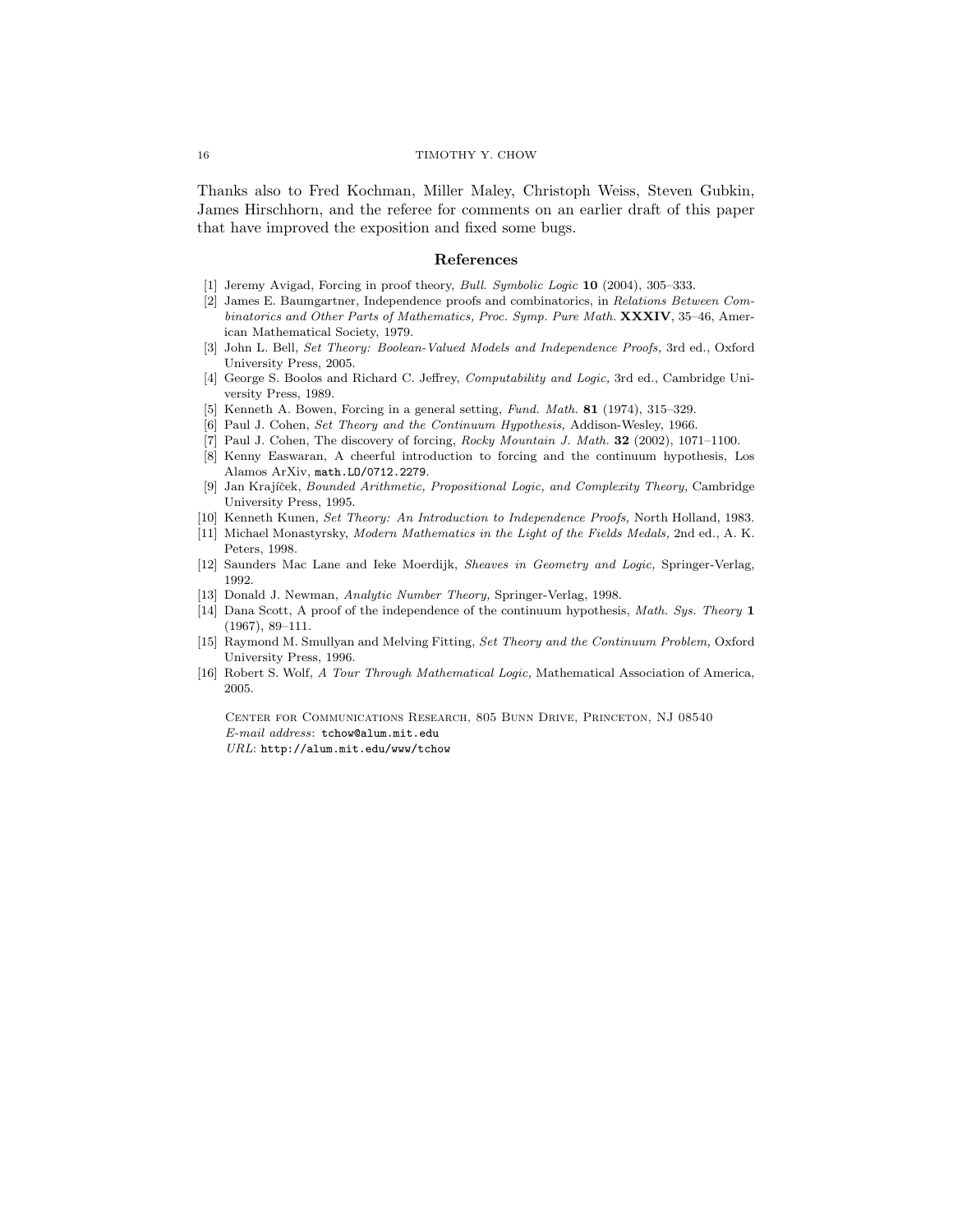Thanks also to Fred Kochman, Miller Maley, Christoph Weiss, Steven Gubkin, James Hirschhorn, and the referee for comments on an earlier draft of this paper that have improved the exposition and fixed some bugs.

## References

[1] Jeremy Avigad, Forcing in proof theory, *Bull. Symbolic Logic* **10** (2004), 305–333.

[2] James E. Baumgartner, Independence proofs and combinatorics, in *Relations Between Combinatorics and Other Parts of Mathematics, Proc. Symp. Pure Math.* **XXXIV**, 35–46, American Mathematical Society, 1979.

[3] John L. Bell, *Set Theory: Boolean-Valued Models and Independence Proofs,* 3rd ed., Oxford University Press, 2005.

[4] George S. Boolos and Richard C. Jeffrey, *Computability and Logic,* 3rd ed., Cambridge University Press, 1989.

[5] Kenneth A. Bowen, Forcing in a general setting, *Fund. Math.* **81** (1974), 315–329.

[6] Paul J. Cohen, *Set Theory and the Continuum Hypothesis,* Addison-Wesley, 1966.

[7] Paul J. Cohen, The discovery of forcing, *Rocky Mountain J. Math.* **32** (2002), 1071–1100.

[8] Kenny Easwaran, A cheerful introduction to forcing and the continuum hypothesis, Los Alamos ArXiv, `math.LO/0712.2279`.

[9] Jan Krajíček, *Bounded Arithmetic, Propositional Logic, and Complexity Theory,* Cambridge University Press, 1995.

[10] Kenneth Kunen, *Set Theory: An Introduction to Independence Proofs,* North Holland, 1983.

[11] Michael Monastyrsky, *Modern Mathematics in the Light of the Fields Medals,* 2nd ed., A. K. Peters, 1998.

[12] Saunders Mac Lane and Ieke Moerdijk, *Sheaves in Geometry and Logic,* Springer-Verlag, 1992.

[13] Donald J. Newman, *Analytic Number Theory,* Springer-Verlag, 1998.

[14] Dana Scott, A proof of the independence of the continuum hypothesis, *Math. Sys. Theory* **1** (1967), 89–111.

[15] Raymond M. Smullyan and Melving Fitting, *Set Theory and the Continuum Problem,* Oxford University Press, 1996.

[16] Robert S. Wolf, *A Tour Through Mathematical Logic,* Mathematical Association of America, 2005.

Center for Communications Research, 805 Bunn Drive, Princeton, NJ 08540
*E-mail address*: `tchow@alum.mit.edu`
*URL*: `http://alum.mit.edu/www/tchow`